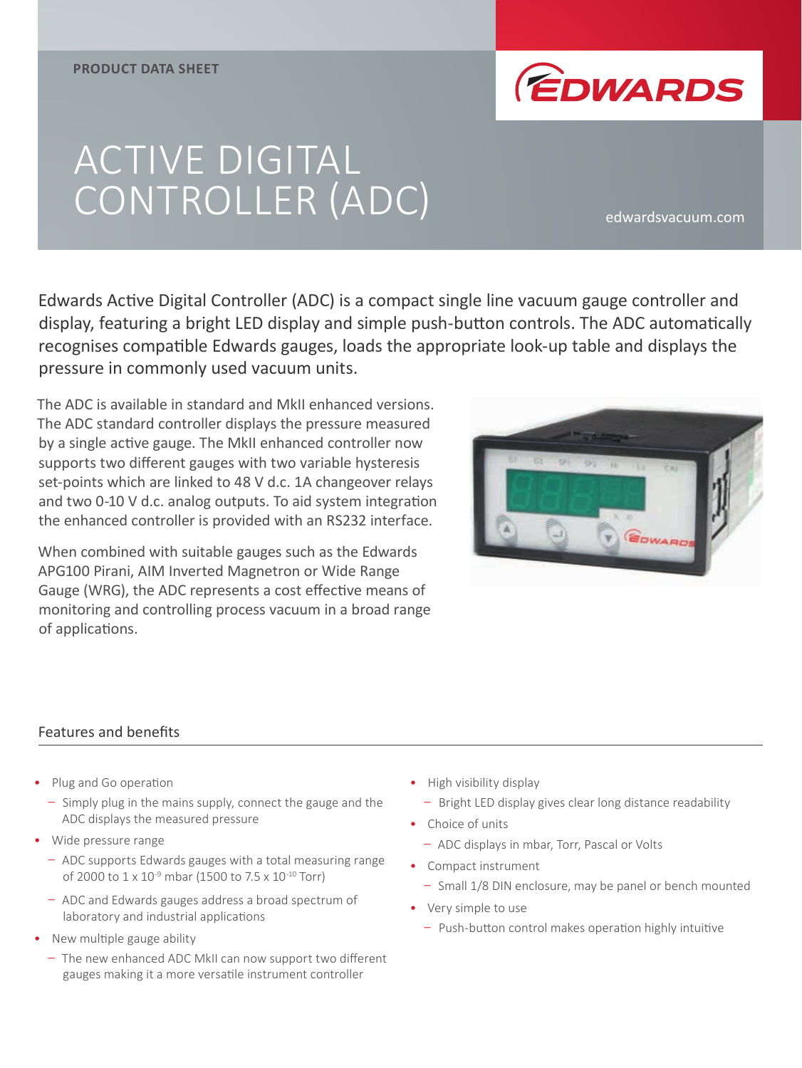PRODUCT DATA SHEET

# ACTIVE DIGITAL CONTROLLER (ADC)

edwardsvacuum.com

Edwards Active Digital Controller (ADC) is a compact single line vacuum gauge controller and display, featuring a bright LED display and simple push-button controls. The ADC automatically recognises compatible Edwards gauges, loads the appropriate look-up table and displays the pressure in commonly used vacuum units.

The ADC is available in standard and MkII enhanced versions. The ADC standard controller displays the pressure measured by a single active gauge. The MkII enhanced controller now supports two different gauges with two variable hysteresis set-points which are linked to 48 V d.c. 1A changeover relays and two 0-10 V d.c. analog outputs. To aid system integration the enhanced controller is provided with an RS232 interface.

When combined with suitable gauges such as the Edwards APG100 Pirani, AIM Inverted Magnetron or Wide Range Gauge (WRG), the ADC represents a cost effective means of monitoring and controlling process vacuum in a broad range of applications.

## Features and benefits

- Plug and Go operation
  - Simply plug in the mains supply, connect the gauge and the ADC displays the measured pressure
- Wide pressure range
  - ADC supports Edwards gauges with a total measuring range of 2000 to $1 \times 10^{-9}$ mbar (1500 to $7.5 \times 10^{-10}$ Torr)
  - ADC and Edwards gauges address a broad spectrum of laboratory and industrial applications
- New multiple gauge ability
  - The new enhanced ADC MkII can now support two different gauges making it a more versatile instrument controller
- High visibility display
  - Bright LED display gives clear long distance readability
- Choice of units
  - ADC displays in mbar, Torr, Pascal or Volts
- Compact instrument
  - Small 1/8 DIN enclosure, may be panel or bench mounted
- Very simple to use
  - Push-button control makes operation highly intuitive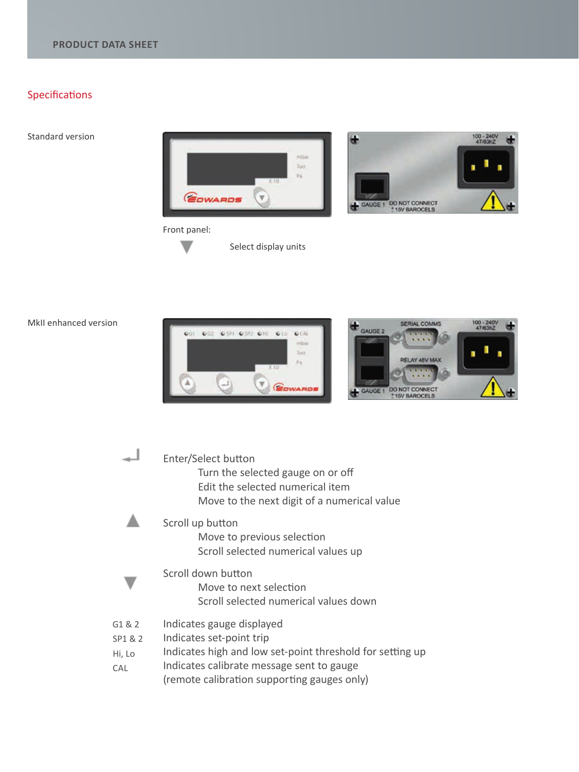## Specifications

Standard version

Front panel:

| | |
|---|---|
| ▼ | Select display units |

MkII enhanced version

| | |
|---|---|
| ↵ | Enter/Select button<br>Turn the selected gauge on or off<br>Edit the selected numerical item<br>Move to the next digit of a numerical value |
| ▲ | Scroll up button<br>Move to previous selection<br>Scroll selected numerical values up |
| ▼ | Scroll down button<br>Move to next selection<br>Scroll selected numerical values down |
| G1 & 2 | Indicates gauge displayed |
| SP1 & 2 | Indicates set-point trip |
| Hi, Lo | Indicates high and low set-point threshold for setting up |
| CAL | Indicates calibrate message sent to gauge<br>(remote calibration supporting gauges only) |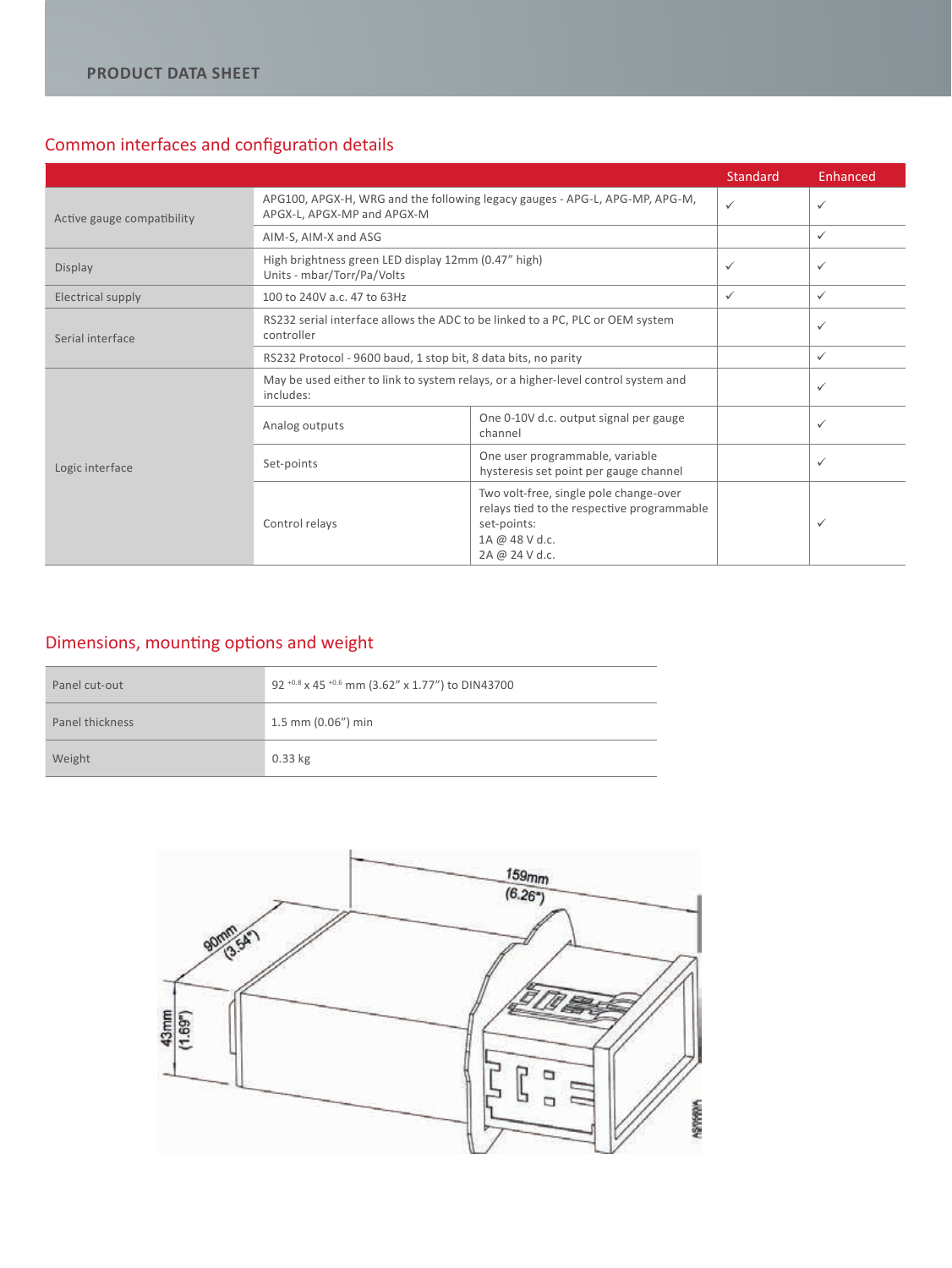## Common interfaces and configuration details

| | | | Standard | Enhanced |
|---|---|---|---|---|
| Active gauge compatibility | APG100, APGX-H, WRG and the following legacy gauges - APG-L, APG-MP, APG-M, APGX-L, APGX-MP and APGX-M | | ✓ | ✓ |
| | AIM-S, AIM-X and ASG | | | ✓ |
| Display | High brightness green LED display 12mm (0.47” high) Units - mbar/Torr/Pa/Volts | | ✓ | ✓ |
| Electrical supply | 100 to 240V a.c. 47 to 63Hz | | ✓ | ✓ |
| Serial interface | RS232 serial interface allows the ADC to be linked to a PC, PLC or OEM system controller | | | ✓ |
| | RS232 Protocol - 9600 baud, 1 stop bit, 8 data bits, no parity | | | ✓ |
| Logic interface | May be used either to link to system relays, or a higher-level control system and includes: | | | ✓ |
| | Analog outputs | One 0-10V d.c. output signal per gauge channel | | ✓ |
| | Set-points | One user programmable, variable hysteresis set point per gauge channel | | ✓ |
| | Control relays | Two volt-free, single pole change-over relays tied to the respective programmable set-points: 1A @ 48 V d.c. 2A @ 24 V d.c. | | ✓ |

## Dimensions, mounting options and weight

| | |
|---|---|
| Panel cut-out | 92 $^{+0.8}$ x 45 $^{+0.6}$ mm (3.62” x 1.77”) to DIN43700 |
| Panel thickness | 1.5 mm (0.06”) min |
| Weight | 0.33 kg |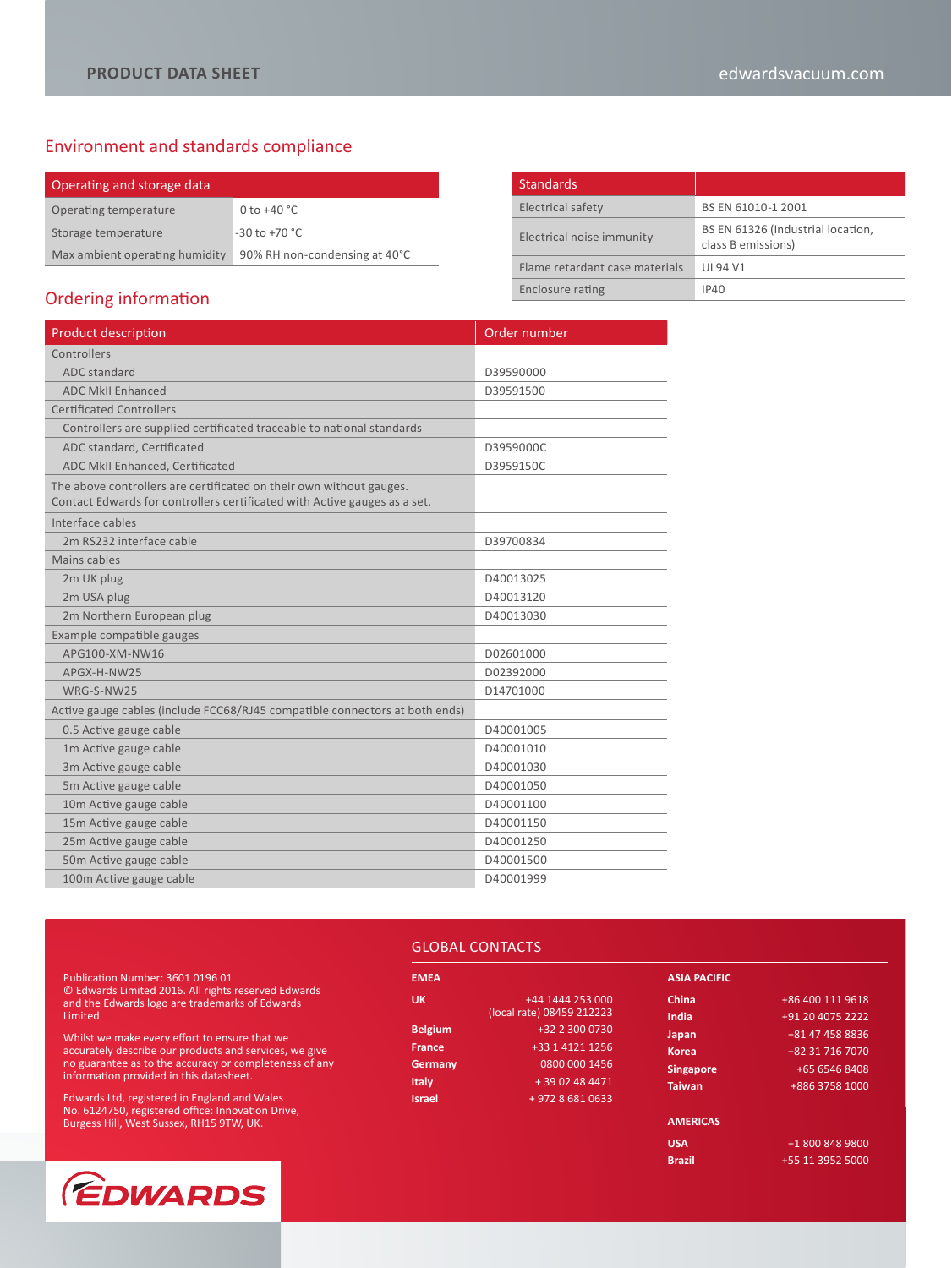## Environment and standards compliance

| Operating and storage data | |
|---|---|
| Operating temperature | 0 to +40 °C |
| Storage temperature | -30 to +70 °C |
| Max ambient operating humidity | 90% RH non-condensing at 40°C |

| Standards | |
|---|---|
| Electrical safety | BS EN 61010-1 2001 |
| Electrical noise immunity | BS EN 61326 (Industrial location, class B emissions) |
| Flame retardant case materials | UL94 V1 |
| Enclosure rating | IP40 |

## Ordering information

| Product description | Order number |
|---|---|
| Controllers | |
| ADC standard | D39590000 |
| ADC MkII Enhanced | D39591500 |
| Certificated Controllers | |
| Controllers are supplied certificated traceable to national standards | |
| ADC standard, Certificated | D3959000C |
| ADC MkII Enhanced, Certificated | D3959150C |
| The above controllers are certificated on their own without gauges. Contact Edwards for controllers certificated with Active gauges as a set. | |
| Interface cables | |
| 2m RS232 interface cable | D39700834 |
| Mains cables | |
| 2m UK plug | D40013025 |
| 2m USA plug | D40013120 |
| 2m Northern European plug | D40013030 |
| Example compatible gauges | |
| APG100-XM-NW16 | D02601000 |
| APGX-H-NW25 | D02392000 |
| WRG-S-NW25 | D14701000 |
| Active gauge cables (include FCC68/RJ45 compatible connectors at both ends) | |
| 0.5 Active gauge cable | D40001005 |
| 1m Active gauge cable | D40001010 |
| 3m Active gauge cable | D40001030 |
| 5m Active gauge cable | D40001050 |
| 10m Active gauge cable | D40001100 |
| 15m Active gauge cable | D40001150 |
| 25m Active gauge cable | D40001250 |
| 50m Active gauge cable | D40001500 |
| 100m Active gauge cable | D40001999 |

Publication Number: 3601 0196 01
© Edwards Limited 2016. All rights reserved Edwards and the Edwards logo are trademarks of Edwards Limited

Whilst we make every effort to ensure that we accurately describe our products and services, we give no guarantee as to the accuracy or completeness of any information provided in this datasheet.

Edwards Ltd, registered in England and Wales No. 6124750, registered office: Innovation Drive, Burgess Hill, West Sussex, RH15 9TW, UK.

## GLOBAL CONTACTS

**EMEA**

| | |
|---|---|
| **UK** | +44 1444 253 000 (local rate) 08459 212223 |
| **Belgium** | +32 2 300 0730 |
| **France** | +33 1 4121 1256 |
| **Germany** | 0800 000 1456 |
| **Italy** | + 39 02 48 4471 |
| **Israel** | + 972 8 681 0633 |

**ASIA PACIFIC**

| | |
|---|---|
| **China** | +86 400 111 9618 |
| **India** | +91 20 4075 2222 |
| **Japan** | +81 47 458 8836 |
| **Korea** | +82 31 716 7070 |
| **Singapore** | +65 6546 8408 |
| **Taiwan** | +886 3758 1000 |

**AMERICAS**

| | |
|---|---|
| **USA** | +1 800 848 9800 |
| **Brazil** | +55 11 3952 5000 |

EDWARDS